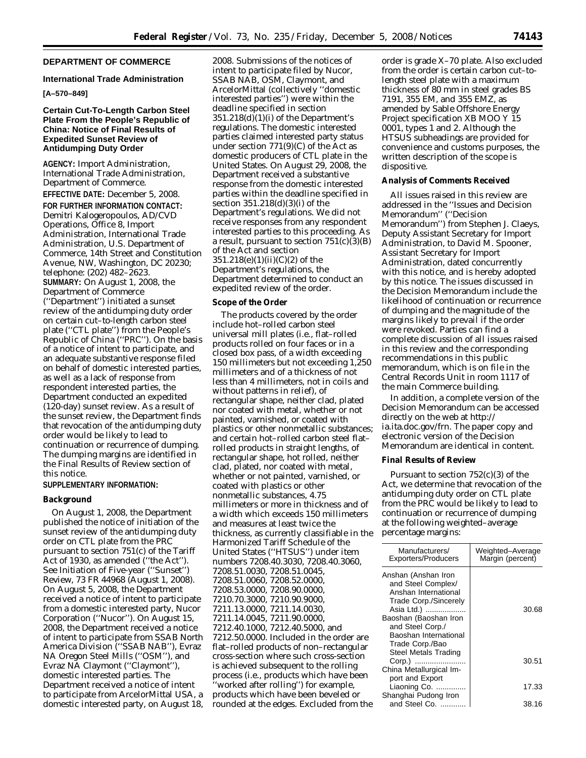## DEPARTMENT OF COMMERCE

### International Trade Administration

**[A–570–849]**

### Certain Cut-To-Length Carbon Steel Plate From the People's Republic of China: Notice of Final Results of Expedited Sunset Review of Antidumping Duty Order

**AGENCY:** Import Administration, International Trade Administration, Department of Commerce.

**EFFECTIVE DATE:** December 5, 2008.

**FOR FURTHER INFORMATION CONTACT:** Demitri Kalogeropoulos, AD/CVD Operations, Office 8, Import Administration, International Trade Administration, U.S. Department of Commerce, 14th Street and Constitution Avenue, NW, Washington, DC 20230; telephone: (202) 482–2623.

**SUMMARY:** On August 1, 2008, the Department of Commerce (''Department'') initiated a sunset review of the antidumping duty order on certain cut–to–length carbon steel plate (''CTL plate'') from the People's Republic of China (''PRC''). On the basis of a notice of intent to participate, and an adequate substantive response filed on behalf of domestic interested parties, as well as a lack of response from respondent interested parties, the Department conducted an expedited (120-day) sunset review. As a result of the sunset review, the Department finds that revocation of the antidumping duty order would be likely to lead to continuation or recurrence of dumping. The dumping margins are identified in the Final Results of Review section of this notice.

**SUPPLEMENTARY INFORMATION:**

**Background**

On August 1, 2008, the Department published the notice of initiation of the sunset review of the antidumping duty order on CTL plate from the PRC pursuant to section 751(c) of the Tariff Act of 1930, as amended (''the Act''). *See Initiation of Five-year (''Sunset'') Review*, 73 FR 44968 (August 1, 2008). On August 5, 2008, the Department received a notice of intent to participate from a domestic interested party, Nucor Corporation (''Nucor''). On August 15, 2008, the Department received a notice of intent to participate from SSAB North America Division (''SSAB NAB''), Evraz NA Oregon Steel Mills (''OSM''), and Evraz NA Claymont (''Claymont''), domestic interested parties. The Department received a notice of intent to participate from ArcelorMittal USA, a domestic interested party, on August 18, 2008. Submissions of the notices of intent to participate filed by Nucor, SSAB NAB, OSM, Claymont, and ArcelorMittal (collectively ''domestic interested parties'') were within the deadline specified in section 351.218(d)(1)(i) of the Department's regulations. The domestic interested parties claimed interested party status under section 771(9)(C) of the Act as domestic producers of CTL plate in the United States. On August 29, 2008, the Department received a substantive response from the domestic interested parties within the deadline specified in section 351.218(d)(3)(i) of the Department's regulations. We did not receive responses from any respondent interested parties to this proceeding. As a result, pursuant to section 751(c)(3)(B) of the Act and section 351.218(e)(1)(ii)(C)(2) of the Department's regulations, the Department determined to conduct an expedited review of the order.

**Scope of the Order**

The products covered by the order include hot–rolled carbon steel universal mill plates (*i.e.*, flat–rolled products rolled on four faces or in a closed box pass, of a width exceeding 150 millimeters but not exceeding 1,250 millimeters and of a thickness of not less than 4 millimeters, not in coils and without patterns in relief), of rectangular shape, neither clad, plated nor coated with metal, whether or not painted, varnished, or coated with plastics or other nonmetallic substances; and certain hot–rolled carbon steel flat–rolled products in straight lengths, of rectangular shape, hot rolled, neither clad, plated, nor coated with metal, whether or not painted, varnished, or coated with plastics or other nonmetallic substances, 4.75 millimeters or more in thickness and of a width which exceeds 150 millimeters and measures at least twice the thickness, as currently classifiable in the Harmonized Tariff Schedule of the United States (''HTSUS'') under item numbers 7208.40.3030, 7208.40.3060, 7208.51.0030, 7208.51.0045, 7208.51.0060, 7208.52.0000, 7208.53.0000, 7208.90.0000, 7210.70.3000, 7210.90.9000, 7211.13.0000, 7211.14.0030, 7211.14.0045, 7211.90.0000, 7212.40.1000, 7212.40.5000, and 7212.50.0000. Included in the order are flat–rolled products of non–rectangular cross-section where such cross-section is achieved subsequent to the rolling process (*i.e.*, products which have been ''worked after rolling'') for example, products which have been beveled or rounded at the edges. Excluded from the order is grade X–70 plate. Also excluded from the order is certain carbon cut–to-length steel plate with a maximum thickness of 80 mm in steel grades BS 7191, 355 EM, and 355 EMZ, as amended by Sable Offshore Energy Project specification XB MOO Y 15 0001, types 1 and 2. Although the HTSUS subheadings are provided for convenience and customs purposes, the written description of the scope is dispositive.

**Analysis of Comments Received**

All issues raised in this review are addressed in the ''Issues and Decision Memorandum'' (''Decision Memorandum'') from Stephen J. Claeys, Deputy Assistant Secretary for Import Administration, to David M. Spooner, Assistant Secretary for Import Administration, dated concurrently with this notice, and is hereby adopted by this notice. The issues discussed in the Decision Memorandum include the likelihood of continuation or recurrence of dumping and the magnitude of the margins likely to prevail if the order were revoked. Parties can find a complete discussion of all issues raised in this review and the corresponding recommendations in this public memorandum, which is on file in the Central Records Unit in room 1117 of the main Commerce building.

In addition, a complete version of the Decision Memorandum can be accessed directly on the web at http://ia.ita.doc.gov/frn. The paper copy and electronic version of the Decision Memorandum are identical in content.

**Final Results of Review**

Pursuant to section 752(c)(3) of the Act, we determine that revocation of the antidumping duty order on CTL plate from the PRC would be likely to lead to continuation or recurrence of dumping at the following weighted–average percentage margins:

| Manufacturers/ Exporters/Producers | Weighted–Average Margin (percent) |
|---|---|
| Anshan (Anshan Iron and Steel Complex/ Anshan International Trade Corp./Sincerely Asia Ltd.) | 30.68 |
| Baoshan (Baoshan Iron and Steel Corp./ Baoshan International Trade Corp./Bao Steel Metals Trading Corp.) | 30.51 |
| China Metallurgical Import and Export Liaoning Co. | 17.33 |
| Shanghai Pudong Iron and Steel Co. | 38.16 |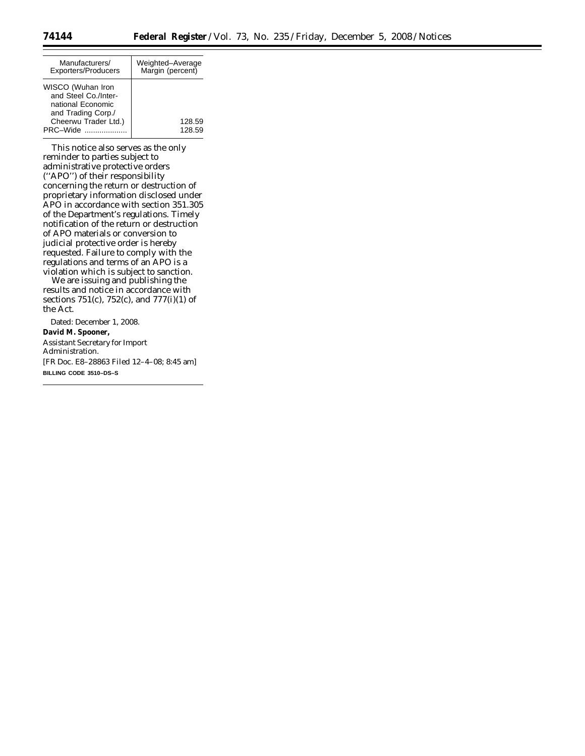| Manufacturers/ Exporters/Producers | Weighted–Average Margin (percent) |
| --- | --- |
| WISCO (Wuhan Iron and Steel Co./International Economic and Trading Corp./ Cheerwu Trader Ltd.) | 128.59 |
| PRC–Wide .................... | 128.59 |

This notice also serves as the only reminder to parties subject to administrative protective orders (''APO'') of their responsibility concerning the return or destruction of proprietary information disclosed under APO in accordance with section 351.305 of the Department's regulations. Timely notification of the return or destruction of APO materials or conversion to judicial protective order is hereby requested. Failure to comply with the regulations and terms of an APO is a violation which is subject to sanction.

We are issuing and publishing the results and notice in accordance with sections 751(c), 752(c), and 777(i)(1) of the Act.

Dated: December 1, 2008.

**David M. Spooner,**

*Assistant Secretary for Import Administration.*

[FR Doc. E8–28863 Filed 12–4–08; 8:45 am]

**BILLING CODE 3510–DS–S**